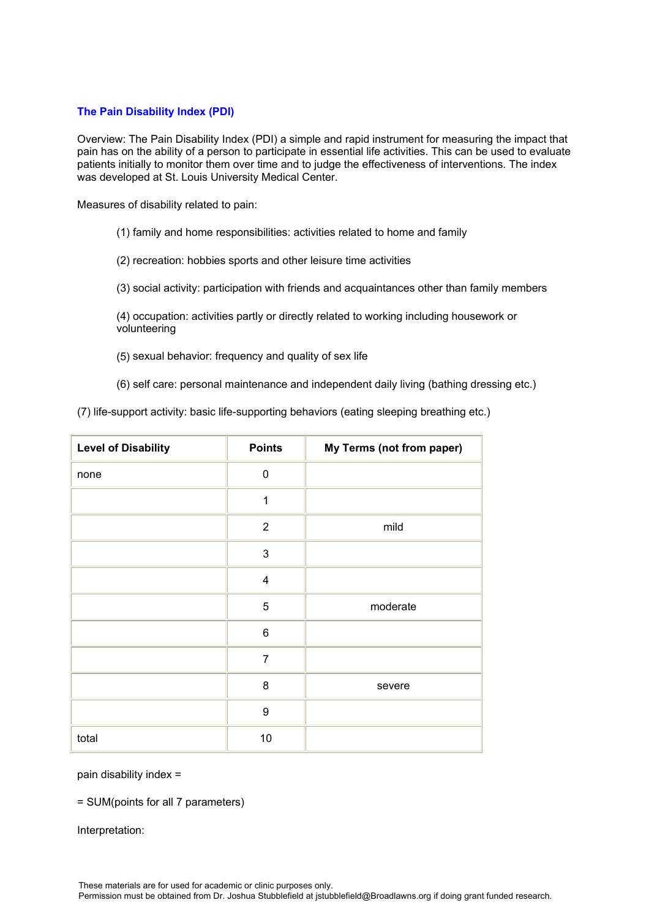## The Pain Disability Index (PDI)

Overview: The Pain Disability Index (PDI) a simple and rapid instrument for measuring the impact that pain has on the ability of a person to participate in essential life activities. This can be used to evaluate patients initially to monitor them over time and to judge the effectiveness of interventions. The index was developed at St. Louis University Medical Center.

Measures of disability related to pain:

(1) family and home responsibilities: activities related to home and family

(2) recreation: hobbies sports and other leisure time activities

(3) social activity: participation with friends and acquaintances other than family members

(4) occupation: activities partly or directly related to working including housework or volunteering

(5) sexual behavior: frequency and quality of sex life

(6) self care: personal maintenance and independent daily living (bathing dressing etc.)

(7) life-support activity: basic life-supporting behaviors (eating sleeping breathing etc.)

| Level of Disability | Points | My Terms (not from paper) |
|---|---|---|
| none | 0 | |
| | 1 | |
| | 2 | mild |
| | 3 | |
| | 4 | |
| | 5 | moderate |
| | 6 | |
| | 7 | |
| | 8 | severe |
| | 9 | |
| total | 10 | |

pain disability index =

= SUM(points for all 7 parameters)

Interpretation:

These materials are for used for academic or clinic purposes only.
Permission must be obtained from Dr. Joshua Stubblefield at jstubblefield@Broadlawns.org if doing grant funded research.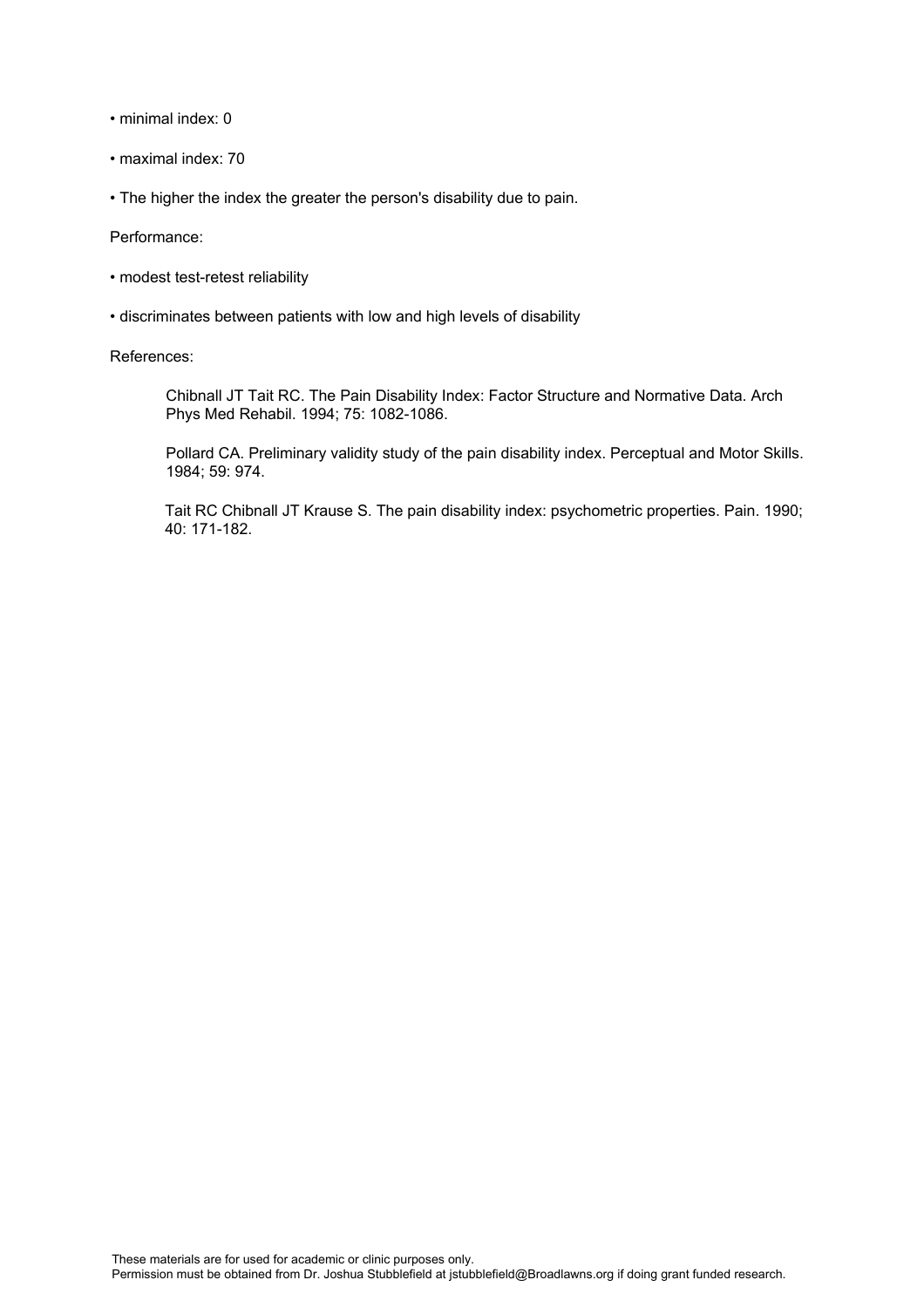- minimal index: 0
- maximal index: 70
- The higher the index the greater the person's disability due to pain.

Performance:

- modest test-retest reliability
- discriminates between patients with low and high levels of disability

References:

> Chibnall JT Tait RC. The Pain Disability Index: Factor Structure and Normative Data. Arch Phys Med Rehabil. 1994; 75: 1082-1086.
>
> Pollard CA. Preliminary validity study of the pain disability index. Perceptual and Motor Skills. 1984; 59: 974.
>
> Tait RC Chibnall JT Krause S. The pain disability index: psychometric properties. Pain. 1990; 40: 171-182.

These materials are for used for academic or clinic purposes only.
Permission must be obtained from Dr. Joshua Stubblefield at jstubblefield@Broadlawns.org if doing grant funded research.